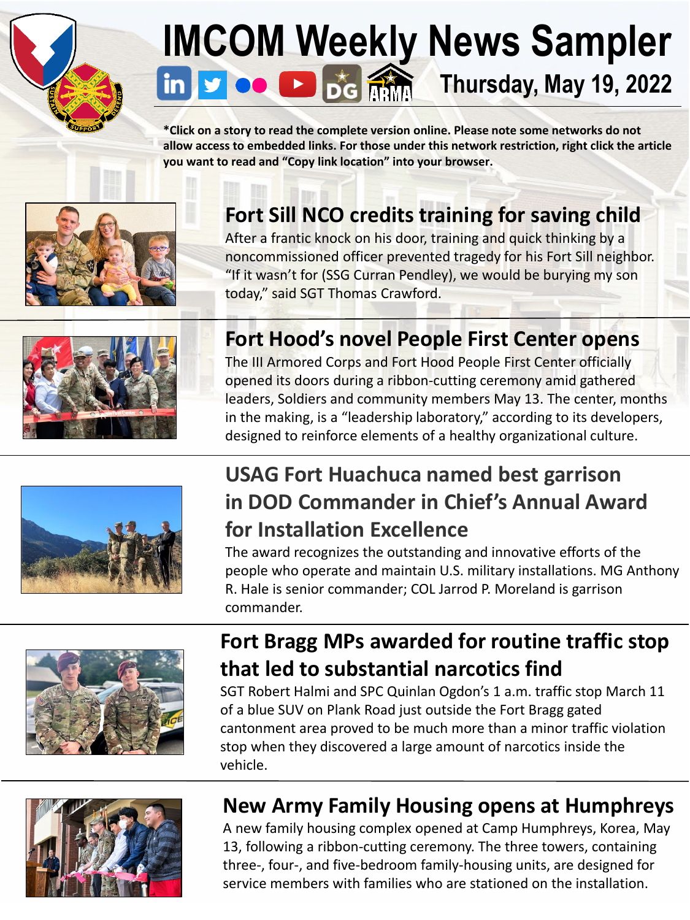# IMCOM Weekly News Sampler

**Thursday, May 19, 2022**

**\*Click on a story to read the complete version online. Please note some networks do not allow access to embedded links. For those under this network restriction, right click the article you want to read and "Copy link location" into your browser.**

## Fort Sill NCO credits training for saving child

After a frantic knock on his door, training and quick thinking by a noncommissioned officer prevented tragedy for his Fort Sill neighbor. "If it wasn't for (SSG Curran Pendley), we would be burying my son today," said SGT Thomas Crawford.

## Fort Hood's novel People First Center opens

The III Armored Corps and Fort Hood People First Center officially opened its doors during a ribbon-cutting ceremony amid gathered leaders, Soldiers and community members May 13. The center, months in the making, is a "leadership laboratory," according to its developers, designed to reinforce elements of a healthy organizational culture.

## USAG Fort Huachuca named best garrison in DOD Commander in Chief's Annual Award for Installation Excellence

The award recognizes the outstanding and innovative efforts of the people who operate and maintain U.S. military installations. MG Anthony R. Hale is senior commander; COL Jarrod P. Moreland is garrison commander.

## Fort Bragg MPs awarded for routine traffic stop that led to substantial narcotics find

SGT Robert Halmi and SPC Quinlan Ogdon's 1 a.m. traffic stop March 11 of a blue SUV on Plank Road just outside the Fort Bragg gated cantonment area proved to be much more than a minor traffic violation stop when they discovered a large amount of narcotics inside the vehicle.

## New Army Family Housing opens at Humphreys

A new family housing complex opened at Camp Humphreys, Korea, May 13, following a ribbon-cutting ceremony. The three towers, containing three-, four-, and five-bedroom family-housing units, are designed for service members with families who are stationed on the installation.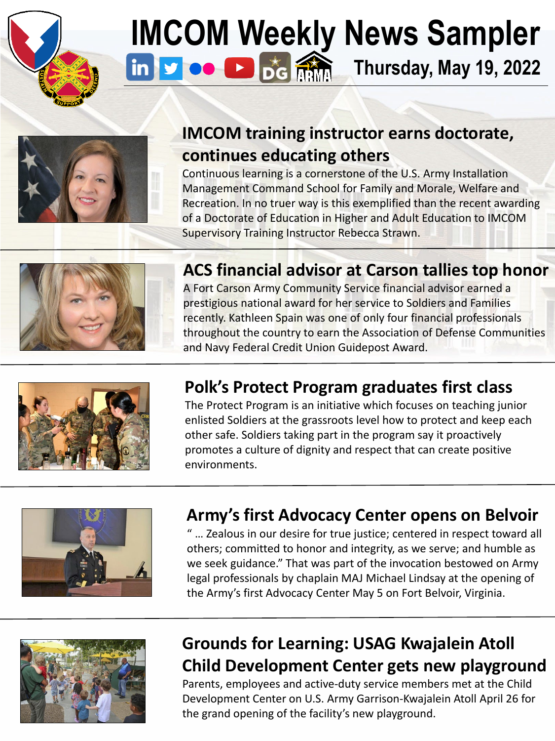# IMCOM Weekly News Sampler

Thursday, May 19, 2022

## IMCOM training instructor earns doctorate, continues educating others

Continuous learning is a cornerstone of the U.S. Army Installation Management Command School for Family and Morale, Welfare and Recreation. In no truer way is this exemplified than the recent awarding of a Doctorate of Education in Higher and Adult Education to IMCOM Supervisory Training Instructor Rebecca Strawn.

## ACS financial advisor at Carson tallies top honor

A Fort Carson Army Community Service financial advisor earned a prestigious national award for her service to Soldiers and Families recently. Kathleen Spain was one of only four financial professionals throughout the country to earn the Association of Defense Communities and Navy Federal Credit Union Guidepost Award.

## Polk's Protect Program graduates first class

The Protect Program is an initiative which focuses on teaching junior enlisted Soldiers at the grassroots level how to protect and keep each other safe. Soldiers taking part in the program say it proactively promotes a culture of dignity and respect that can create positive environments.

## Army's first Advocacy Center opens on Belvoir

" … Zealous in our desire for true justice; centered in respect toward all others; committed to honor and integrity, as we serve; and humble as we seek guidance." That was part of the invocation bestowed on Army legal professionals by chaplain MAJ Michael Lindsay at the opening of the Army's first Advocacy Center May 5 on Fort Belvoir, Virginia.

## Grounds for Learning: USAG Kwajalein Atoll Child Development Center gets new playground

Parents, employees and active-duty service members met at the Child Development Center on U.S. Army Garrison-Kwajalein Atoll April 26 for the grand opening of the facility's new playground.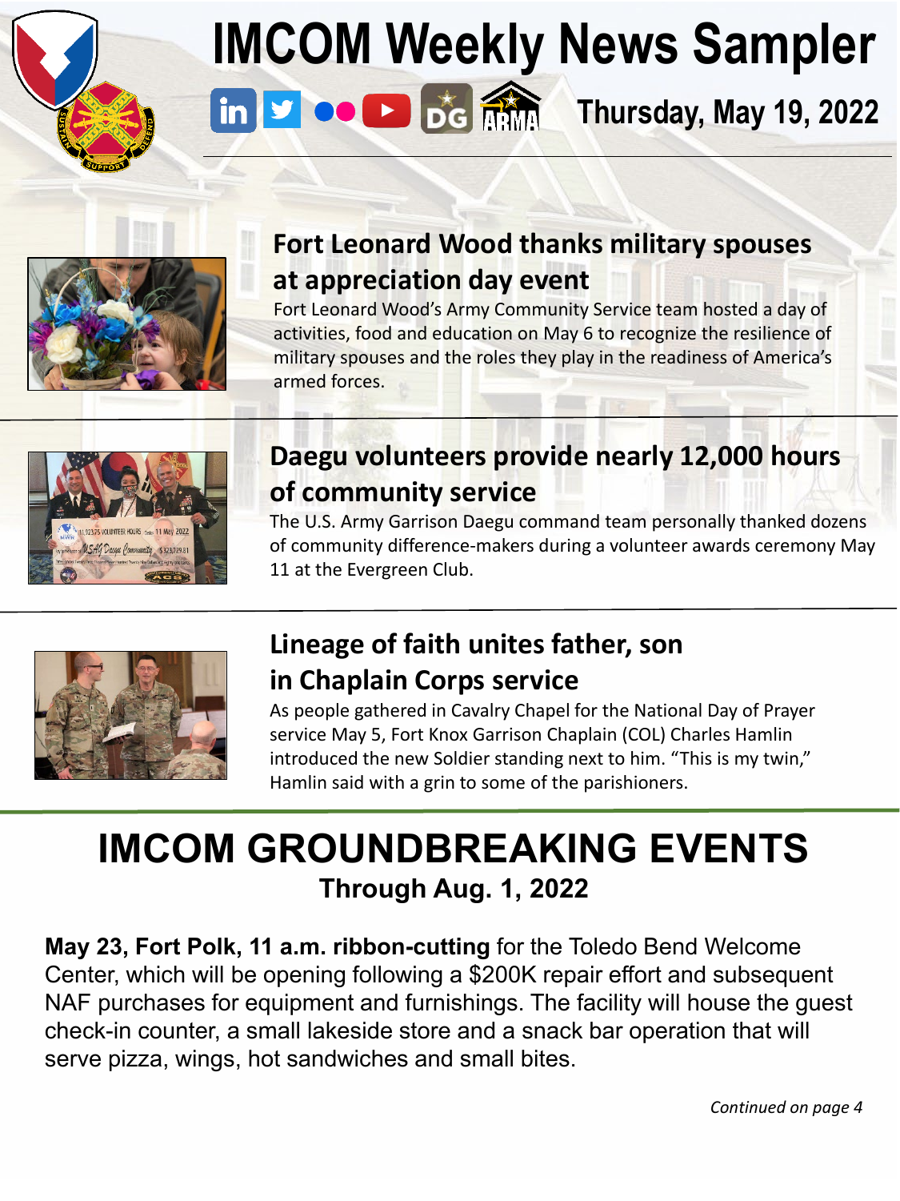# IMCOM Weekly News Sampler

**Thursday, May 19, 2022**

## Fort Leonard Wood thanks military spouses at appreciation day event

Fort Leonard Wood's Army Community Service team hosted a day of activities, food and education on May 6 to recognize the resilience of military spouses and the roles they play in the readiness of America's armed forces.

## Daegu volunteers provide nearly 12,000 hours of community service

The U.S. Army Garrison Daegu command team personally thanked dozens of community difference-makers during a volunteer awards ceremony May 11 at the Evergreen Club.

## Lineage of faith unites father, son in Chaplain Corps service

As people gathered in Cavalry Chapel for the National Day of Prayer service May 5, Fort Knox Garrison Chaplain (COL) Charles Hamlin introduced the new Soldier standing next to him. "This is my twin," Hamlin said with a grin to some of the parishioners.

# IMCOM GROUNDBREAKING EVENTS

### Through Aug. 1, 2022

**May 23, Fort Polk, 11 a.m. ribbon-cutting** for the Toledo Bend Welcome Center, which will be opening following a $200K repair effort and subsequent NAF purchases for equipment and furnishings. The facility will house the guest check-in counter, a small lakeside store and a snack bar operation that will serve pizza, wings, hot sandwiches and small bites.

*Continued on page 4*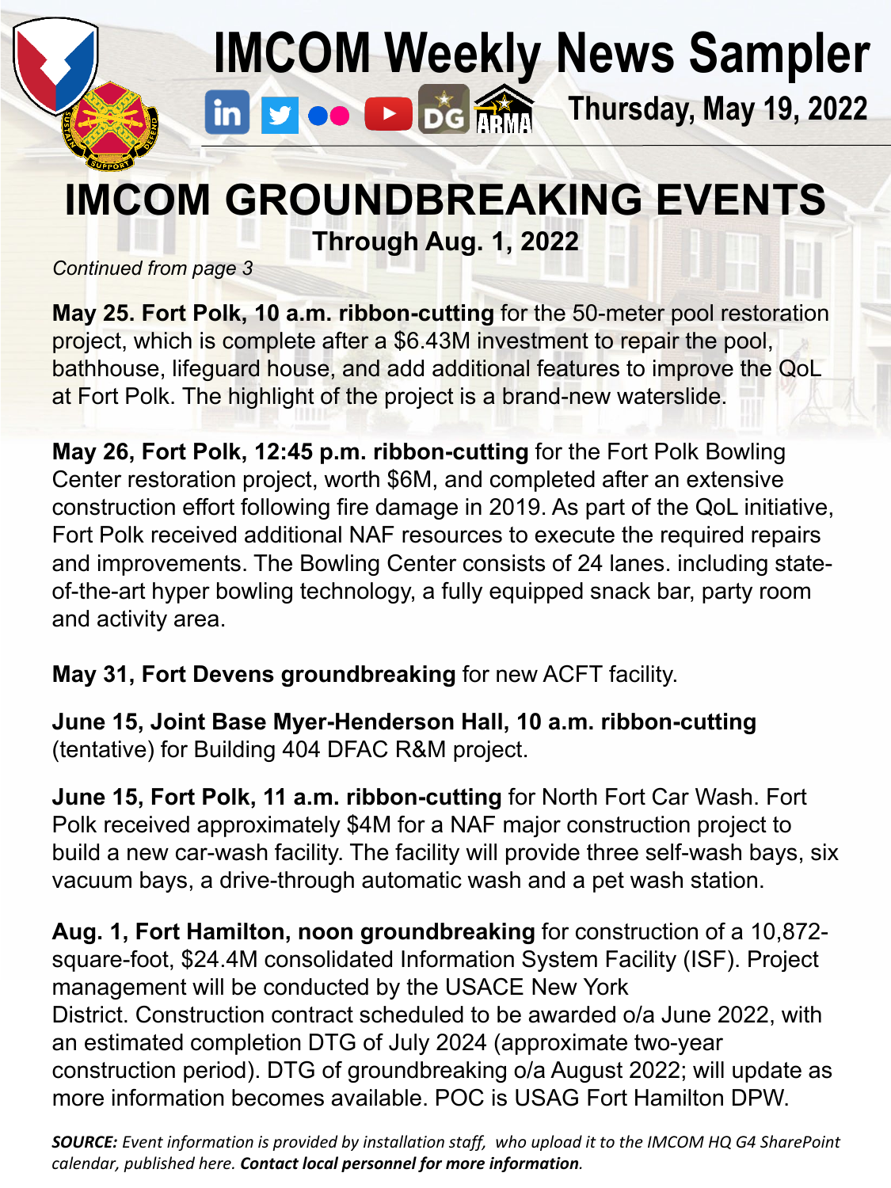# IMCOM Weekly News Sampler

Thursday, May 19, 2022

# IMCOM GROUNDBREAKING EVENTS

**Through Aug. 1, 2022**

*Continued from page 3*

**May 25. Fort Polk, 10 a.m. ribbon-cutting** for the 50-meter pool restoration project, which is complete after a $6.43M investment to repair the pool, bathhouse, lifeguard house, and add additional features to improve the QoL at Fort Polk. The highlight of the project is a brand-new waterslide.

**May 26, Fort Polk, 12:45 p.m. ribbon-cutting** for the Fort Polk Bowling Center restoration project, worth $6M, and completed after an extensive construction effort following fire damage in 2019. As part of the QoL initiative, Fort Polk received additional NAF resources to execute the required repairs and improvements. The Bowling Center consists of 24 lanes. including state-of-the-art hyper bowling technology, a fully equipped snack bar, party room and activity area.

**May 31, Fort Devens groundbreaking** for new ACFT facility.

**June 15, Joint Base Myer-Henderson Hall, 10 a.m. ribbon-cutting** (tentative) for Building 404 DFAC R&M project.

**June 15, Fort Polk, 11 a.m. ribbon-cutting** for North Fort Car Wash. Fort Polk received approximately $4M for a NAF major construction project to build a new car-wash facility. The facility will provide three self-wash bays, six vacuum bays, a drive-through automatic wash and a pet wash station.

**Aug. 1, Fort Hamilton, noon groundbreaking** for construction of a 10,872-square-foot, $24.4M consolidated Information System Facility (ISF). Project management will be conducted by the USACE New York District. Construction contract scheduled to be awarded o/a June 2022, with an estimated completion DTG of July 2024 (approximate two-year construction period). DTG of groundbreaking o/a August 2022; will update as more information becomes available. POC is USAG Fort Hamilton DPW.

***SOURCE:*** *Event information is provided by installation staff, who upload it to the IMCOM HQ G4 SharePoint calendar, published here.* ***Contact local personnel for more information****.*